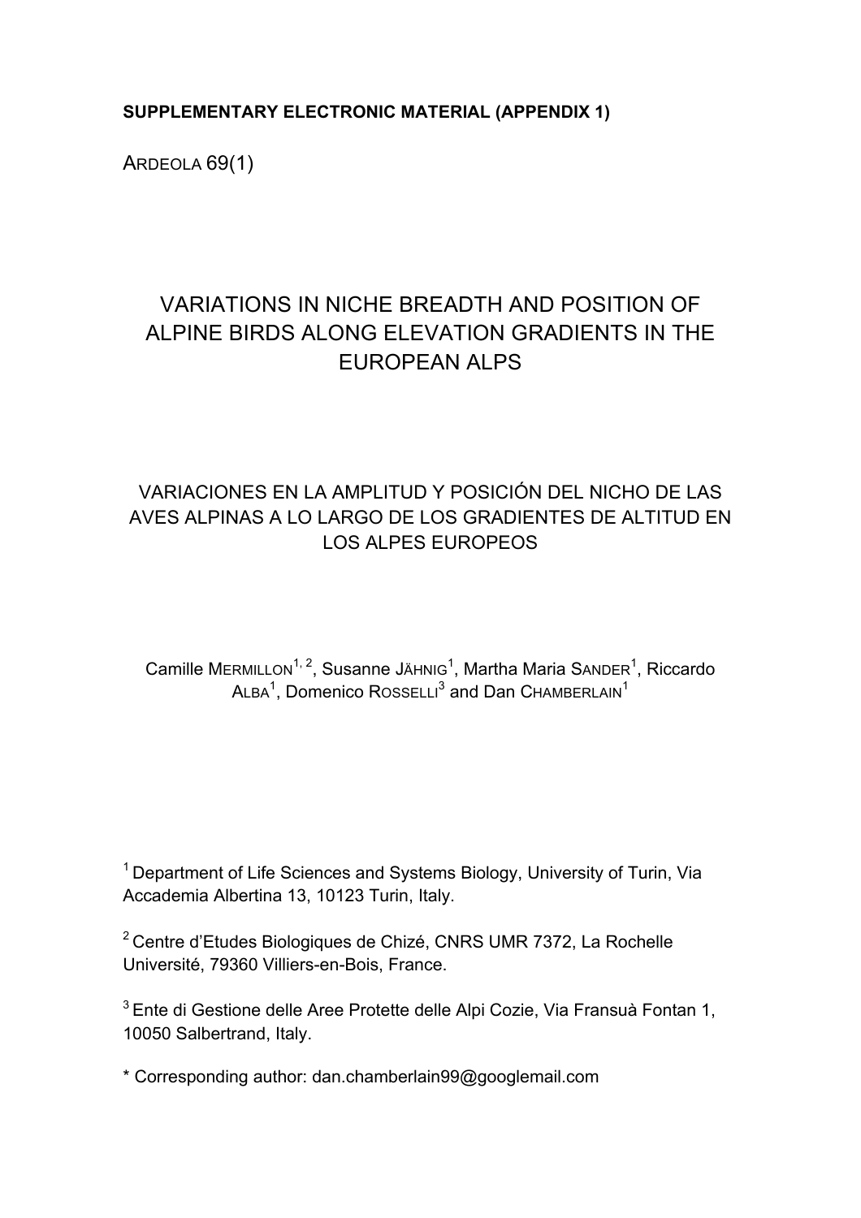**SUPPLEMENTARY ELECTRONIC MATERIAL (APPENDIX 1)**

ARDEOLA 69(1)

# VARIATIONS IN NICHE BREADTH AND POSITION OF ALPINE BIRDS ALONG ELEVATION GRADIENTS IN THE EUROPEAN ALPS

## VARIACIONES EN LA AMPLITUD Y POSICIÓN DEL NICHO DE LAS AVES ALPINAS A LO LARGO DE LOS GRADIENTES DE ALTITUD EN LOS ALPES EUROPEOS

Camille MERMILLON[1, 2], Susanne JÄHNIG[1], Martha Maria SANDER[1], Riccardo ALBA[1], Domenico ROSSELLI[3] and Dan CHAMBERLAIN[1]

[1] Department of Life Sciences and Systems Biology, University of Turin, Via Accademia Albertina 13, 10123 Turin, Italy.

[2] Centre d'Etudes Biologiques de Chizé, CNRS UMR 7372, La Rochelle Université, 79360 Villiers-en-Bois, France.

[3] Ente di Gestione delle Aree Protette delle Alpi Cozie, Via Fransuà Fontan 1, 10050 Salbertrand, Italy.

* Corresponding author: dan.chamberlain99@googlemail.com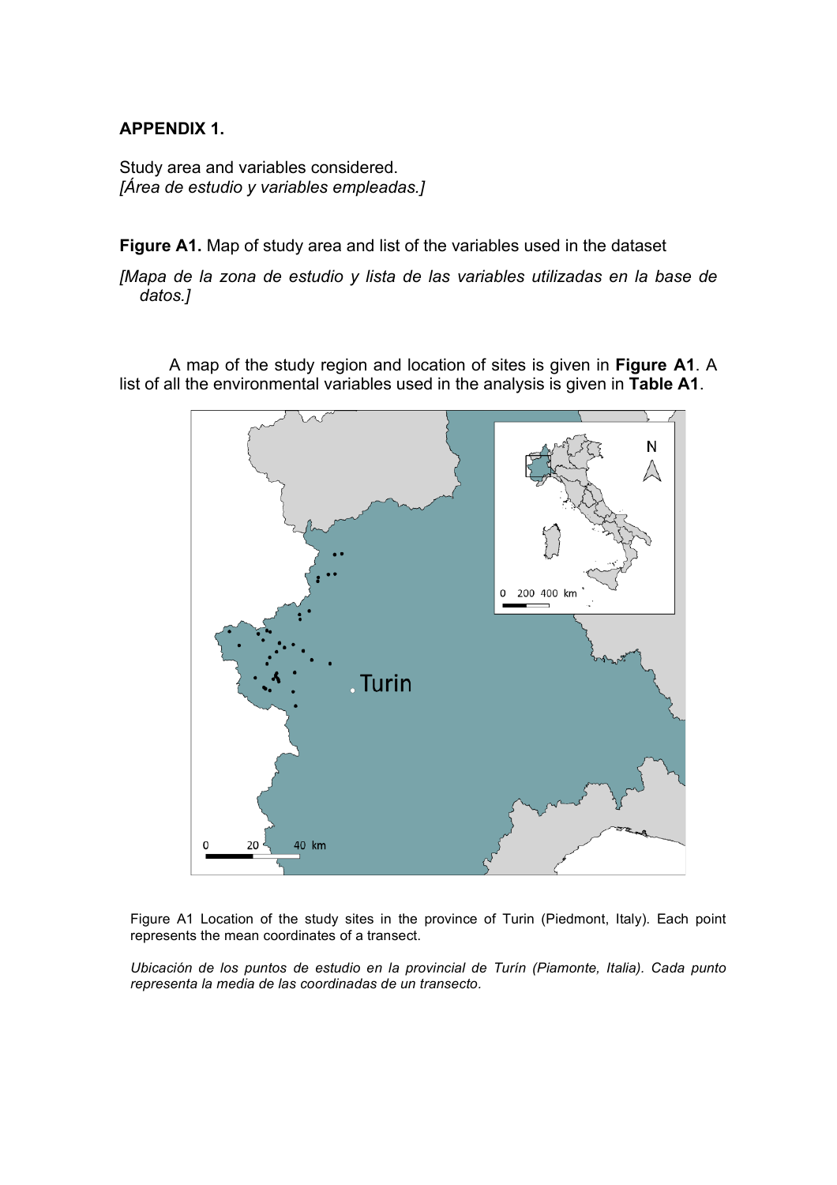**APPENDIX 1.**

Study area and variables considered.
*[Área de estudio y variables empleadas.]*

**Figure A1.** Map of study area and list of the variables used in the dataset

*[Mapa de la zona de estudio y lista de las variables utilizadas en la base de datos.]*

A map of the study region and location of sites is given in **Figure A1**. A list of all the environmental variables used in the analysis is given in **Table A1**.

Figure A1 Location of the study sites in the province of Turin (Piedmont, Italy). Each point represents the mean coordinates of a transect.

*Ubicación de los puntos de estudio en la provincial de Turín (Piamonte, Italia). Cada punto representa la media de las coordinadas de un transecto.*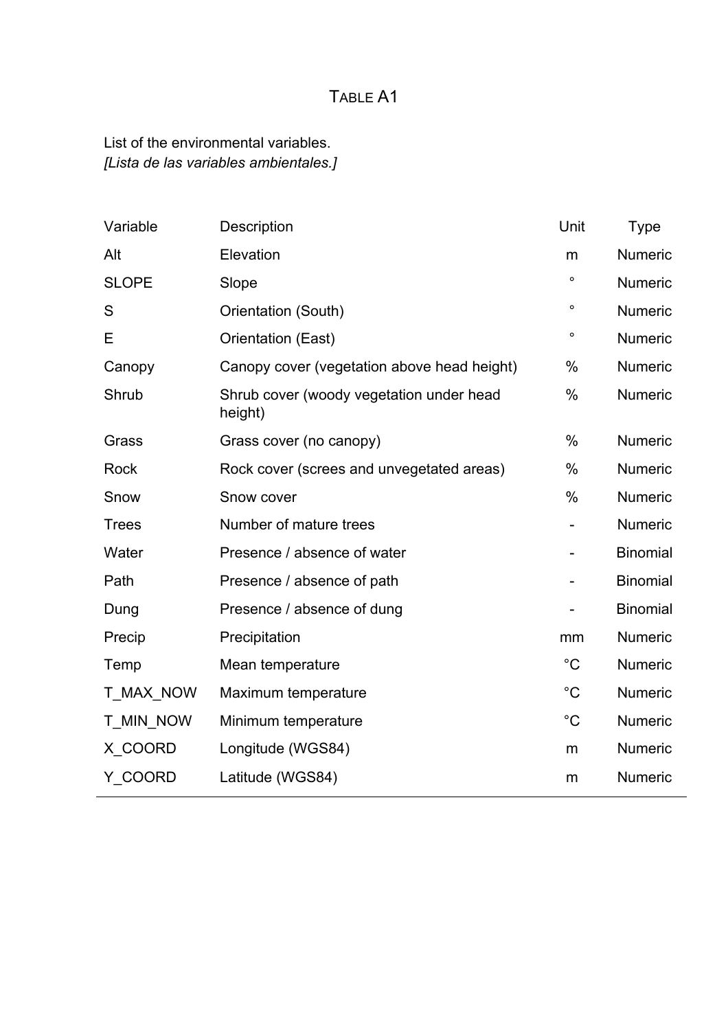# Table A1

List of the environmental variables.
*[Lista de las variables ambientales.]*

| Variable | Description | Unit | Type |
|---|---|---|---|
| Alt | Elevation | m | Numeric |
| SLOPE | Slope | ° | Numeric |
| S | Orientation (South) | ° | Numeric |
| E | Orientation (East) | ° | Numeric |
| Canopy | Canopy cover (vegetation above head height) | % | Numeric |
| Shrub | Shrub cover (woody vegetation under head height) | % | Numeric |
| Grass | Grass cover (no canopy) | % | Numeric |
| Rock | Rock cover (screes and unvegetated areas) | % | Numeric |
| Snow | Snow cover | % | Numeric |
| Trees | Number of mature trees | - | Numeric |
| Water | Presence / absence of water | - | Binomial |
| Path | Presence / absence of path | - | Binomial |
| Dung | Presence / absence of dung | - | Binomial |
| Precip | Precipitation | mm | Numeric |
| Temp | Mean temperature | °C | Numeric |
| T_MAX_NOW | Maximum temperature | °C | Numeric |
| T_MIN_NOW | Minimum temperature | °C | Numeric |
| X_COORD | Longitude (WGS84) | m | Numeric |
| Y_COORD | Latitude (WGS84) | m | Numeric |